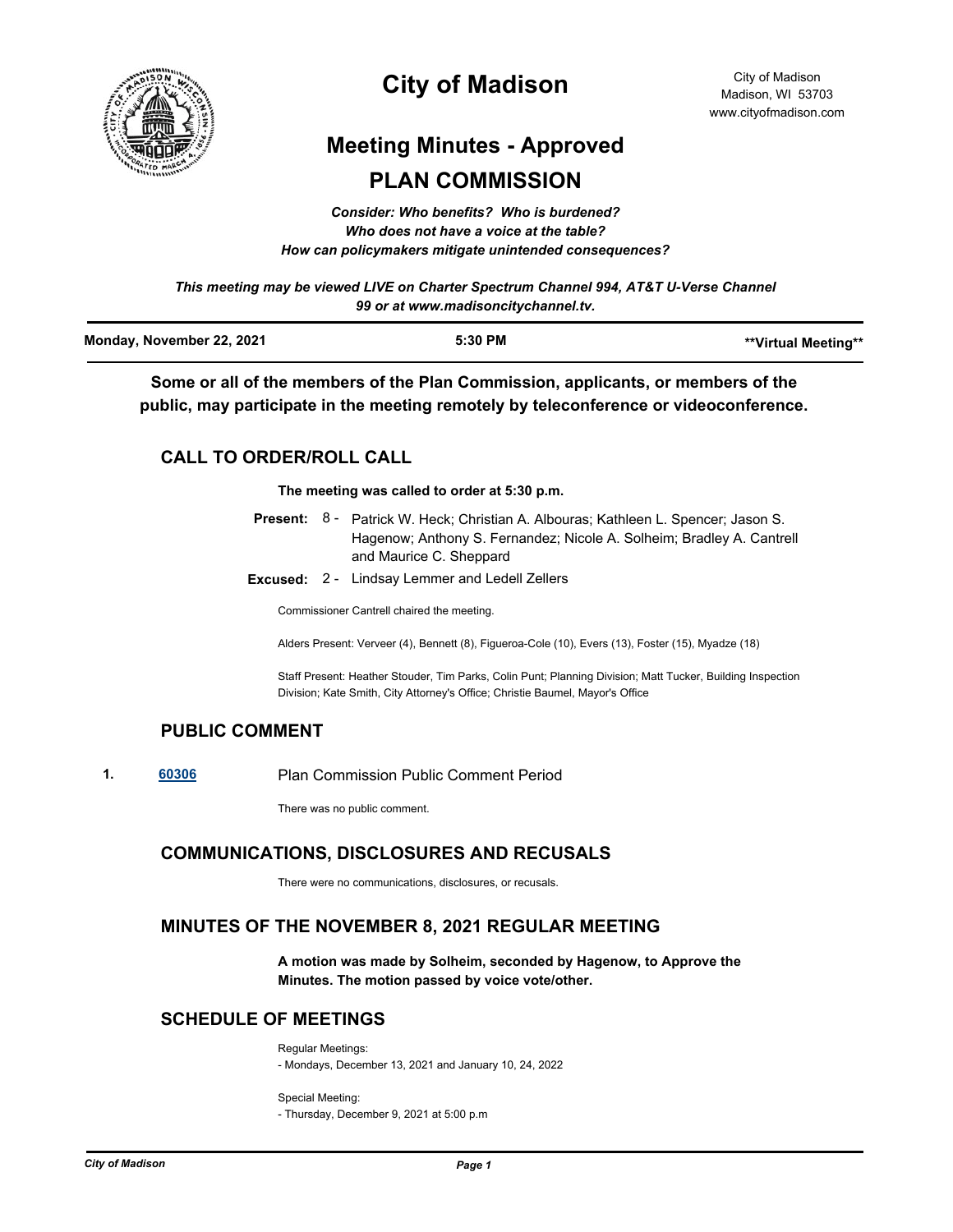# City of Madison

City of Madison
Madison, WI 53703
www.cityofmadison.com

## Meeting Minutes - Approved

## PLAN COMMISSION

*Consider: Who benefits? Who is burdened?*
*Who does not have a voice at the table?*
*How can policymakers mitigate unintended consequences?*

*This meeting may be viewed LIVE on Charter Spectrum Channel 994, AT&T U-Verse Channel 99 or at www.madisoncitychannel.tv.*

**Monday, November 22, 2021** | **5:30 PM** | **\*\*Virtual Meeting\*\***

**Some or all of the members of the Plan Commission, applicants, or members of the public, may participate in the meeting remotely by teleconference or videoconference.**

### CALL TO ORDER/ROLL CALL

**The meeting was called to order at 5:30 p.m.**

**Present:** 8 - Patrick W. Heck; Christian A. Albouras; Kathleen L. Spencer; Jason S. Hagenow; Anthony S. Fernandez; Nicole A. Solheim; Bradley A. Cantrell and Maurice C. Sheppard

**Excused:** 2 - Lindsay Lemmer and Ledell Zellers

Commissioner Cantrell chaired the meeting.

Alders Present: Verveer (4), Bennett (8), Figueroa-Cole (10), Evers (13), Foster (15), Myadze (18)

Staff Present: Heather Stouder, Tim Parks, Colin Punt; Planning Division; Matt Tucker, Building Inspection Division; Kate Smith, City Attorney's Office; Christie Baumel, Mayor's Office

### PUBLIC COMMENT

**1.** **60306** Plan Commission Public Comment Period

There was no public comment.

### COMMUNICATIONS, DISCLOSURES AND RECUSALS

There were no communications, disclosures, or recusals.

### MINUTES OF THE NOVEMBER 8, 2021 REGULAR MEETING

**A motion was made by Solheim, seconded by Hagenow, to Approve the Minutes. The motion passed by voice vote/other.**

### SCHEDULE OF MEETINGS

Regular Meetings:
- Mondays, December 13, 2021 and January 10, 24, 2022

Special Meeting:
- Thursday, December 9, 2021 at 5:00 p.m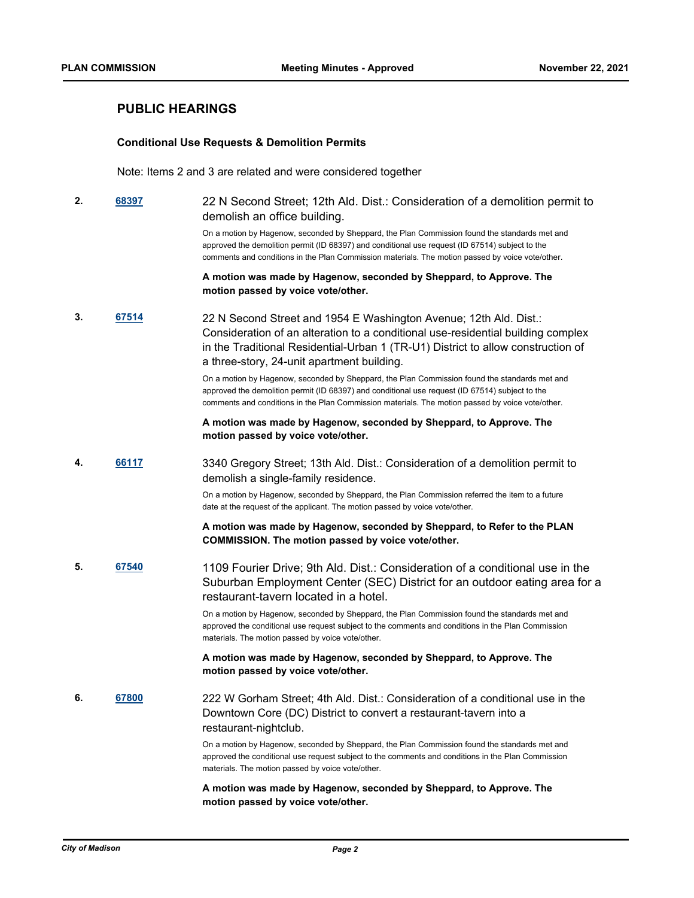## PUBLIC HEARINGS

### Conditional Use Requests & Demolition Permits

Note: Items 2 and 3 are related and were considered together

**2.** **68397** 22 N Second Street; 12th Ald. Dist.: Consideration of a demolition permit to demolish an office building.

On a motion by Hagenow, seconded by Sheppard, the Plan Commission found the standards met and approved the demolition permit (ID 68397) and conditional use request (ID 67514) subject to the comments and conditions in the Plan Commission materials. The motion passed by voice vote/other.

**A motion was made by Hagenow, seconded by Sheppard, to Approve. The motion passed by voice vote/other.**

**3.** **67514** 22 N Second Street and 1954 E Washington Avenue; 12th Ald. Dist.: Consideration of an alteration to a conditional use-residential building complex in the Traditional Residential-Urban 1 (TR-U1) District to allow construction of a three-story, 24-unit apartment building.

On a motion by Hagenow, seconded by Sheppard, the Plan Commission found the standards met and approved the demolition permit (ID 68397) and conditional use request (ID 67514) subject to the comments and conditions in the Plan Commission materials. The motion passed by voice vote/other.

**A motion was made by Hagenow, seconded by Sheppard, to Approve. The motion passed by voice vote/other.**

**4.** **66117** 3340 Gregory Street; 13th Ald. Dist.: Consideration of a demolition permit to demolish a single-family residence.

On a motion by Hagenow, seconded by Sheppard, the Plan Commission referred the item to a future date at the request of the applicant. The motion passed by voice vote/other.

**A motion was made by Hagenow, seconded by Sheppard, to Refer to the PLAN COMMISSION. The motion passed by voice vote/other.**

**5.** **67540** 1109 Fourier Drive; 9th Ald. Dist.: Consideration of a conditional use in the Suburban Employment Center (SEC) District for an outdoor eating area for a restaurant-tavern located in a hotel.

On a motion by Hagenow, seconded by Sheppard, the Plan Commission found the standards met and approved the conditional use request subject to the comments and conditions in the Plan Commission materials. The motion passed by voice vote/other.

**A motion was made by Hagenow, seconded by Sheppard, to Approve. The motion passed by voice vote/other.**

**6.** **67800** 222 W Gorham Street; 4th Ald. Dist.: Consideration of a conditional use in the Downtown Core (DC) District to convert a restaurant-tavern into a restaurant-nightclub.

On a motion by Hagenow, seconded by Sheppard, the Plan Commission found the standards met and approved the conditional use request subject to the comments and conditions in the Plan Commission materials. The motion passed by voice vote/other.

**A motion was made by Hagenow, seconded by Sheppard, to Approve. The motion passed by voice vote/other.**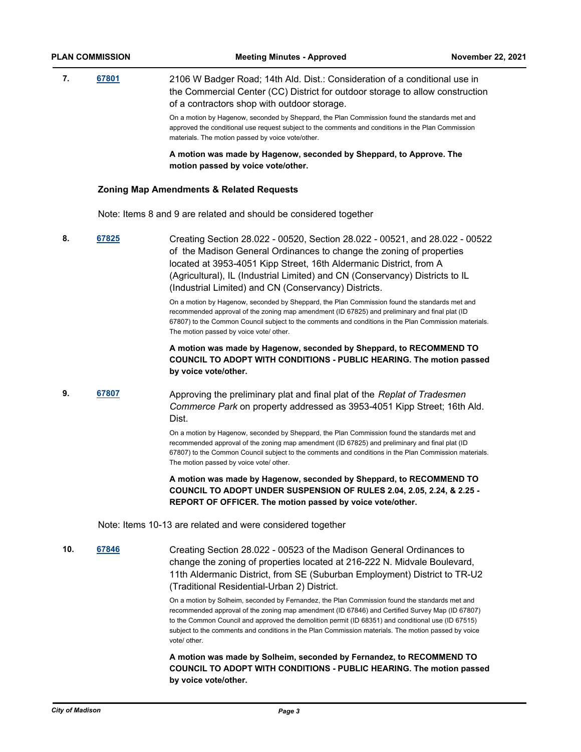**7.** [**67801**] 2106 W Badger Road; 14th Ald. Dist.: Consideration of a conditional use in the Commercial Center (CC) District for outdoor storage to allow construction of a contractors shop with outdoor storage.

On a motion by Hagenow, seconded by Sheppard, the Plan Commission found the standards met and approved the conditional use request subject to the comments and conditions in the Plan Commission materials. The motion passed by voice vote/other.

**A motion was made by Hagenow, seconded by Sheppard, to Approve. The motion passed by voice vote/other.**

## Zoning Map Amendments & Related Requests

Note: Items 8 and 9 are related and should be considered together

**8.** [**67825**] Creating Section 28.022 - 00520, Section 28.022 - 00521, and 28.022 - 00522 of the Madison General Ordinances to change the zoning of properties located at 3953-4051 Kipp Street, 16th Aldermanic District, from A (Agricultural), IL (Industrial Limited) and CN (Conservancy) Districts to IL (Industrial Limited) and CN (Conservancy) Districts.

On a motion by Hagenow, seconded by Sheppard, the Plan Commission found the standards met and recommended approval of the zoning map amendment (ID 67825) and preliminary and final plat (ID 67807) to the Common Council subject to the comments and conditions in the Plan Commission materials. The motion passed by voice vote/ other.

**A motion was made by Hagenow, seconded by Sheppard, to RECOMMEND TO COUNCIL TO ADOPT WITH CONDITIONS - PUBLIC HEARING. The motion passed by voice vote/other.**

**9.** [**67807**] Approving the preliminary plat and final plat of the *Replat of Tradesmen Commerce Park* on property addressed as 3953-4051 Kipp Street; 16th Ald. Dist.

On a motion by Hagenow, seconded by Sheppard, the Plan Commission found the standards met and recommended approval of the zoning map amendment (ID 67825) and preliminary and final plat (ID 67807) to the Common Council subject to the comments and conditions in the Plan Commission materials. The motion passed by voice vote/ other.

**A motion was made by Hagenow, seconded by Sheppard, to RECOMMEND TO COUNCIL TO ADOPT UNDER SUSPENSION OF RULES 2.04, 2.05, 2.24, & 2.25 - REPORT OF OFFICER. The motion passed by voice vote/other.**

Note: Items 10-13 are related and were considered together

**10.** [**67846**] Creating Section 28.022 - 00523 of the Madison General Ordinances to change the zoning of properties located at 216-222 N. Midvale Boulevard, 11th Aldermanic District, from SE (Suburban Employment) District to TR-U2 (Traditional Residential-Urban 2) District.

On a motion by Solheim, seconded by Fernandez, the Plan Commission found the standards met and recommended approval of the zoning map amendment (ID 67846) and Certified Survey Map (ID 67807) to the Common Council and approved the demolition permit (ID 68351) and conditional use (ID 67515) subject to the comments and conditions in the Plan Commission materials. The motion passed by voice vote/ other.

**A motion was made by Solheim, seconded by Fernandez, to RECOMMEND TO COUNCIL TO ADOPT WITH CONDITIONS - PUBLIC HEARING. The motion passed by voice vote/other.**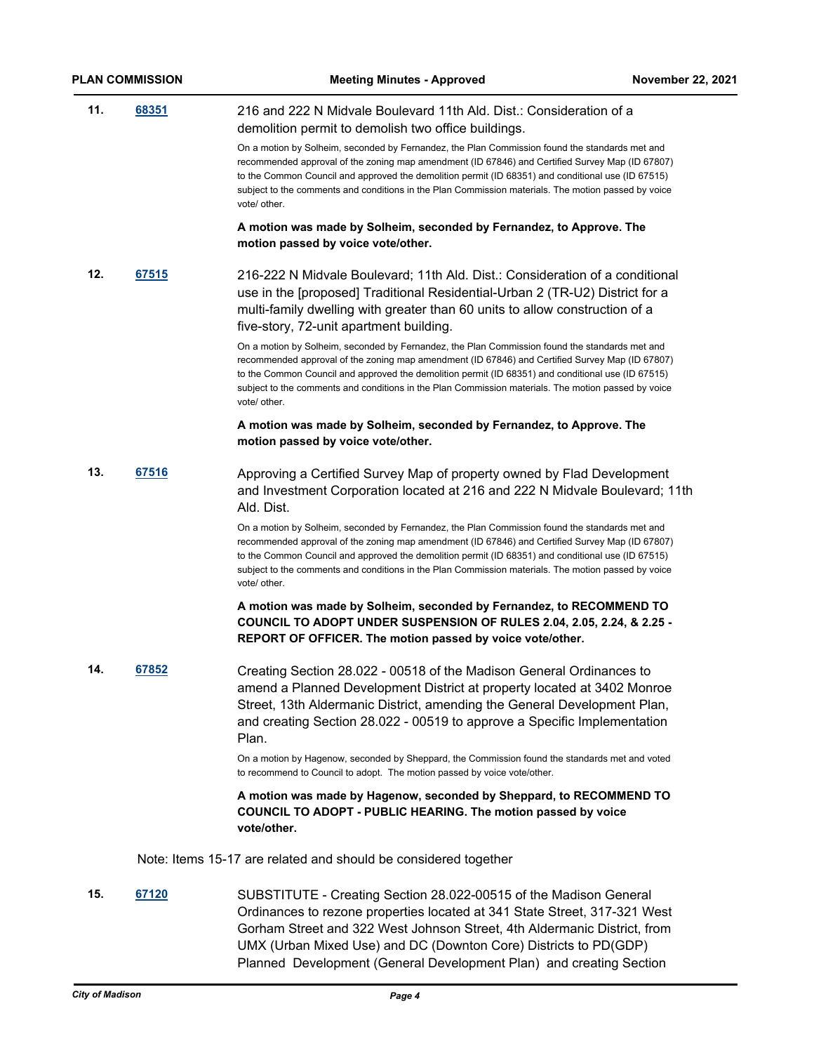**11.** **68351**

216 and 222 N Midvale Boulevard 11th Ald. Dist.: Consideration of a demolition permit to demolish two office buildings.

On a motion by Solheim, seconded by Fernandez, the Plan Commission found the standards met and recommended approval of the zoning map amendment (ID 67846) and Certified Survey Map (ID 67807) to the Common Council and approved the demolition permit (ID 68351) and conditional use (ID 67515) subject to the comments and conditions in the Plan Commission materials. The motion passed by voice vote/ other.

**A motion was made by Solheim, seconded by Fernandez, to Approve. The motion passed by voice vote/other.**

**12.** **67515**

216-222 N Midvale Boulevard; 11th Ald. Dist.: Consideration of a conditional use in the [proposed] Traditional Residential-Urban 2 (TR-U2) District for a multi-family dwelling with greater than 60 units to allow construction of a five-story, 72-unit apartment building.

On a motion by Solheim, seconded by Fernandez, the Plan Commission found the standards met and recommended approval of the zoning map amendment (ID 67846) and Certified Survey Map (ID 67807) to the Common Council and approved the demolition permit (ID 68351) and conditional use (ID 67515) subject to the comments and conditions in the Plan Commission materials. The motion passed by voice vote/ other.

**A motion was made by Solheim, seconded by Fernandez, to Approve. The motion passed by voice vote/other.**

**13.** **67516**

Approving a Certified Survey Map of property owned by Flad Development and Investment Corporation located at 216 and 222 N Midvale Boulevard; 11th Ald. Dist.

On a motion by Solheim, seconded by Fernandez, the Plan Commission found the standards met and recommended approval of the zoning map amendment (ID 67846) and Certified Survey Map (ID 67807) to the Common Council and approved the demolition permit (ID 68351) and conditional use (ID 67515) subject to the comments and conditions in the Plan Commission materials. The motion passed by voice vote/ other.

**A motion was made by Solheim, seconded by Fernandez, to RECOMMEND TO COUNCIL TO ADOPT UNDER SUSPENSION OF RULES 2.04, 2.05, 2.24, & 2.25 - REPORT OF OFFICER. The motion passed by voice vote/other.**

**14.** **67852**

Creating Section 28.022 - 00518 of the Madison General Ordinances to amend a Planned Development District at property located at 3402 Monroe Street, 13th Aldermanic District, amending the General Development Plan, and creating Section 28.022 - 00519 to approve a Specific Implementation Plan.

On a motion by Hagenow, seconded by Sheppard, the Commission found the standards met and voted to recommend to Council to adopt. The motion passed by voice vote/other.

**A motion was made by Hagenow, seconded by Sheppard, to RECOMMEND TO COUNCIL TO ADOPT - PUBLIC HEARING. The motion passed by voice vote/other.**

Note: Items 15-17 are related and should be considered together

**15.** **67120**

SUBSTITUTE - Creating Section 28.022-00515 of the Madison General Ordinances to rezone properties located at 341 State Street, 317-321 West Gorham Street and 322 West Johnson Street, 4th Aldermanic District, from UMX (Urban Mixed Use) and DC (Downton Core) Districts to PD(GDP) Planned Development (General Development Plan) and creating Section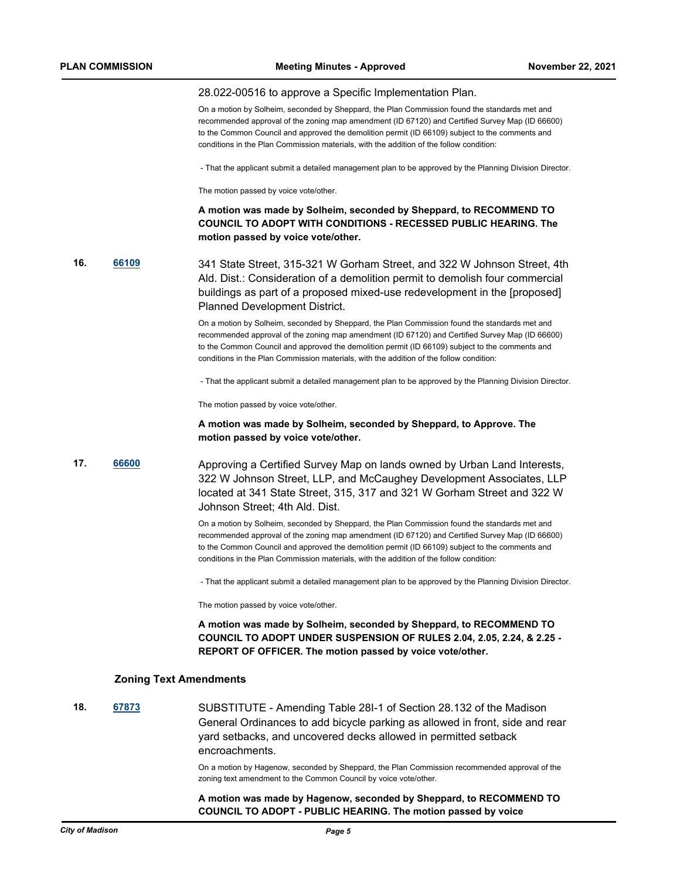28.022-00516 to approve a Specific Implementation Plan.

On a motion by Solheim, seconded by Sheppard, the Plan Commission found the standards met and recommended approval of the zoning map amendment (ID 67120) and Certified Survey Map (ID 66600) to the Common Council and approved the demolition permit (ID 66109) subject to the comments and conditions in the Plan Commission materials, with the addition of the follow condition:

- That the applicant submit a detailed management plan to be approved by the Planning Division Director.

The motion passed by voice vote/other.

**A motion was made by Solheim, seconded by Sheppard, to RECOMMEND TO COUNCIL TO ADOPT WITH CONDITIONS - RECESSED PUBLIC HEARING. The motion passed by voice vote/other.**

**16.** [66109]

341 State Street, 315-321 W Gorham Street, and 322 W Johnson Street, 4th Ald. Dist.: Consideration of a demolition permit to demolish four commercial buildings as part of a proposed mixed-use redevelopment in the [proposed] Planned Development District.

On a motion by Solheim, seconded by Sheppard, the Plan Commission found the standards met and recommended approval of the zoning map amendment (ID 67120) and Certified Survey Map (ID 66600) to the Common Council and approved the demolition permit (ID 66109) subject to the comments and conditions in the Plan Commission materials, with the addition of the follow condition:

- That the applicant submit a detailed management plan to be approved by the Planning Division Director.

The motion passed by voice vote/other.

**A motion was made by Solheim, seconded by Sheppard, to Approve. The motion passed by voice vote/other.**

**17.** [66600]

Approving a Certified Survey Map on lands owned by Urban Land Interests, 322 W Johnson Street, LLP, and McCaughey Development Associates, LLP located at 341 State Street, 315, 317 and 321 W Gorham Street and 322 W Johnson Street; 4th Ald. Dist.

On a motion by Solheim, seconded by Sheppard, the Plan Commission found the standards met and recommended approval of the zoning map amendment (ID 67120) and Certified Survey Map (ID 66600) to the Common Council and approved the demolition permit (ID 66109) subject to the comments and conditions in the Plan Commission materials, with the addition of the follow condition:

- That the applicant submit a detailed management plan to be approved by the Planning Division Director.

The motion passed by voice vote/other.

**A motion was made by Solheim, seconded by Sheppard, to RECOMMEND TO COUNCIL TO ADOPT UNDER SUSPENSION OF RULES 2.04, 2.05, 2.24, & 2.25 - REPORT OF OFFICER. The motion passed by voice vote/other.**

## Zoning Text Amendments

**18.** [67873]

SUBSTITUTE - Amending Table 28I-1 of Section 28.132 of the Madison General Ordinances to add bicycle parking as allowed in front, side and rear yard setbacks, and uncovered decks allowed in permitted setback encroachments.

On a motion by Hagenow, seconded by Sheppard, the Plan Commission recommended approval of the zoning text amendment to the Common Council by voice vote/other.

**A motion was made by Hagenow, seconded by Sheppard, to RECOMMEND TO COUNCIL TO ADOPT - PUBLIC HEARING. The motion passed by voice**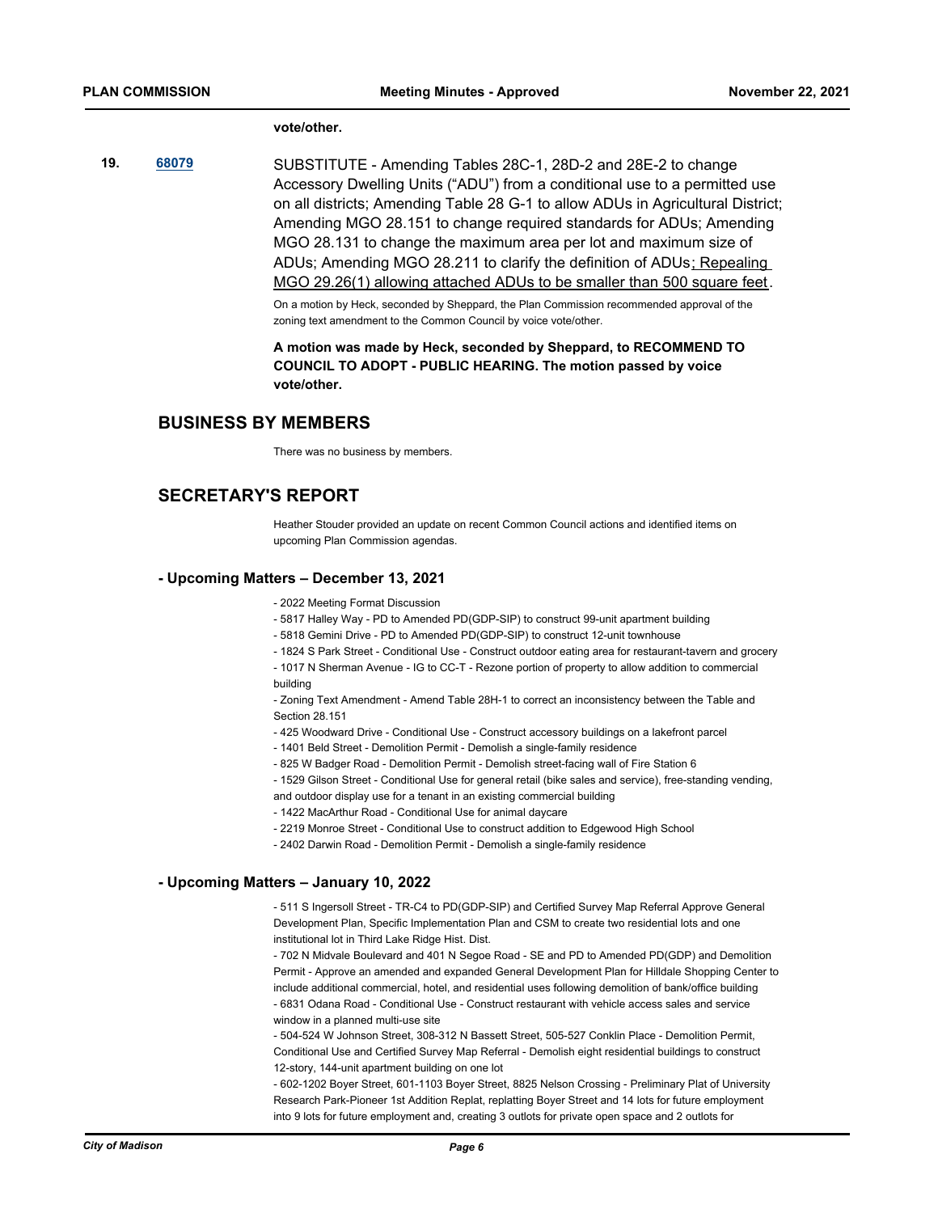**vote/other.**

**19.** **68079** SUBSTITUTE - Amending Tables 28C-1, 28D-2 and 28E-2 to change Accessory Dwelling Units ("ADU") from a conditional use to a permitted use on all districts; Amending Table 28 G-1 to allow ADUs in Agricultural District; Amending MGO 28.151 to change required standards for ADUs; Amending MGO 28.131 to change the maximum area per lot and maximum size of ADUs; Amending MGO 28.211 to clarify the definition of ADUs; Repealing MGO 29.26(1) allowing attached ADUs to be smaller than 500 square feet.

On a motion by Heck, seconded by Sheppard, the Plan Commission recommended approval of the zoning text amendment to the Common Council by voice vote/other.

**A motion was made by Heck, seconded by Sheppard, to RECOMMEND TO COUNCIL TO ADOPT - PUBLIC HEARING. The motion passed by voice vote/other.**

## BUSINESS BY MEMBERS

There was no business by members.

## SECRETARY'S REPORT

Heather Stouder provided an update on recent Common Council actions and identified items on upcoming Plan Commission agendas.

### - Upcoming Matters – December 13, 2021

- 2022 Meeting Format Discussion
- 5817 Halley Way - PD to Amended PD(GDP-SIP) to construct 99-unit apartment building
- 5818 Gemini Drive - PD to Amended PD(GDP-SIP) to construct 12-unit townhouse
- 1824 S Park Street - Conditional Use - Construct outdoor eating area for restaurant-tavern and grocery
- 1017 N Sherman Avenue - IG to CC-T - Rezone portion of property to allow addition to commercial building
- Zoning Text Amendment - Amend Table 28H-1 to correct an inconsistency between the Table and Section 28.151
- 425 Woodward Drive - Conditional Use - Construct accessory buildings on a lakefront parcel
- 1401 Beld Street - Demolition Permit - Demolish a single-family residence
- 825 W Badger Road - Demolition Permit - Demolish street-facing wall of Fire Station 6
- 1529 Gilson Street - Conditional Use for general retail (bike sales and service), free-standing vending, and outdoor display use for a tenant in an existing commercial building
- 1422 MacArthur Road - Conditional Use for animal daycare
- 2219 Monroe Street - Conditional Use to construct addition to Edgewood High School
- 2402 Darwin Road - Demolition Permit - Demolish a single-family residence

### - Upcoming Matters – January 10, 2022

- 511 S Ingersoll Street - TR-C4 to PD(GDP-SIP) and Certified Survey Map Referral Approve General Development Plan, Specific Implementation Plan and CSM to create two residential lots and one institutional lot in Third Lake Ridge Hist. Dist.
- 702 N Midvale Boulevard and 401 N Segoe Road - SE and PD to Amended PD(GDP) and Demolition Permit - Approve an amended and expanded General Development Plan for Hilldale Shopping Center to include additional commercial, hotel, and residential uses following demolition of bank/office building
- 6831 Odana Road - Conditional Use - Construct restaurant with vehicle access sales and service window in a planned multi-use site
- 504-524 W Johnson Street, 308-312 N Bassett Street, 505-527 Conklin Place - Demolition Permit, Conditional Use and Certified Survey Map Referral - Demolish eight residential buildings to construct 12-story, 144-unit apartment building on one lot
- 602-1202 Boyer Street, 601-1103 Boyer Street, 8825 Nelson Crossing - Preliminary Plat of University Research Park-Pioneer 1st Addition Replat, replatting Boyer Street and 14 lots for future employment into 9 lots for future employment and, creating 3 outlots for private open space and 2 outlots for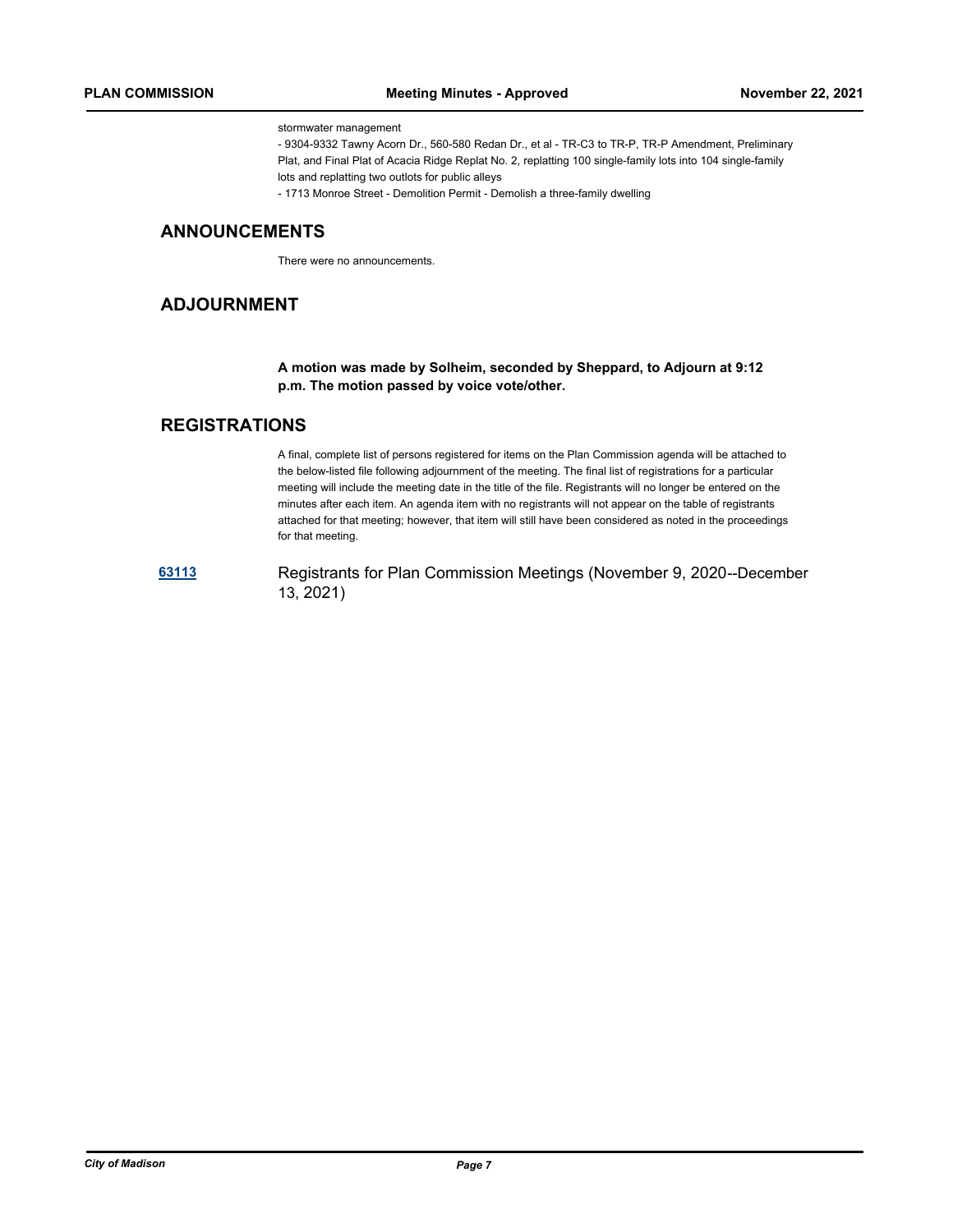stormwater management

- 9304-9332 Tawny Acorn Dr., 560-580 Redan Dr., et al - TR-C3 to TR-P, TR-P Amendment, Preliminary Plat, and Final Plat of Acacia Ridge Replat No. 2, replatting 100 single-family lots into 104 single-family lots and replatting two outlots for public alleys
- 1713 Monroe Street - Demolition Permit - Demolish a three-family dwelling

## ANNOUNCEMENTS

There were no announcements.

## ADJOURNMENT

**A motion was made by Solheim, seconded by Sheppard, to Adjourn at 9:12 p.m. The motion passed by voice vote/other.**

## REGISTRATIONS

A final, complete list of persons registered for items on the Plan Commission agenda will be attached to the below-listed file following adjournment of the meeting. The final list of registrations for a particular meeting will include the meeting date in the title of the file. Registrants will no longer be entered on the minutes after each item. An agenda item with no registrants will not appear on the table of registrants attached for that meeting; however, that item will still have been considered as noted in the proceedings for that meeting.

**63113** Registrants for Plan Commission Meetings (November 9, 2020--December 13, 2021)